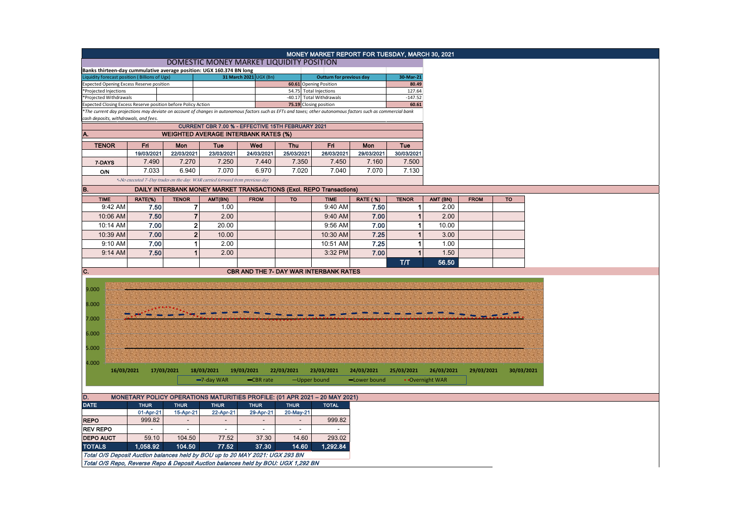# MONEY MARKET REPORT FOR TUESDAY, MARCH 30, 2021

## DOMESTIC MONEY MARKET LIQUIDITY POSITION

**Banks thirteen-day cummulative average position: UGX 160.374 BN long**

| Liquidity forecast position (Billions of Ugx) | 31 March 2021 UGX (Bn) | Outturn for previous day | 30-Mar-21 |
|---|---|---|---|
| Expected Opening Excess Reserve position | 60.61 | Opening Position | 80.49 |
| *Projected Injections | 54.75 | Total Injections | 127.64 |
| *Projected Withdrawals | -40.17 | Total Withdrawals | -147.52 |
| Expected Closing Excess Reserve position before Policy Action | 75.19 | Closing position | 60.61 |

*The current day projections may deviate on account of changes in autonomous factors such as EFTs and taxes; other autonomous factors such as commercial bank cash deposits, withdrawals, and fees.

**CURRENT CBR 7.00 % - EFFECTIVE 15TH FEBRUARY 2021**

## A. WEIGHTED AVERAGE INTERBANK RATES (%)

| TENOR | Fri | Mon | Tue | Wed | Thu | Fri | Mon | Tue |
|---|---|---|---|---|---|---|---|---|
| | 19/03/2021 | 22/03/2021 | 23/03/2021 | 24/03/2021 | 25/03/2021 | 26/03/2021 | 29/03/2021 | 30/03/2021 |
| 7-DAYS | 7.490 | 7.270 | 7.250 | 7.440 | 7.350 | 7.450 | 7.160 | 7.500 |
| O/N | 7.033 | 6.940 | 7.070 | 6.970 | 7.020 | 7.040 | 7.070 | 7.130 |

*-No executed 7-Day trades on the day. WAR carried forward from previous day.

## B. DAILY INTERBANK MONEY MARKET TRANSACTIONS (Excl. REPO Transactions)

| TIME | RATE(%) | TENOR | AMT(BN) | FROM | TO | TIME | RATE (%) | TENOR | AMT (BN) | FROM | TO |
|---|---|---|---|---|---|---|---|---|---|---|---|
| 9:42 AM | 7.50 | 7 | 1.00 | | | 9:40 AM | 7.50 | 1 | 2.00 | | |
| 10:06 AM | 7.50 | 7 | 2.00 | | | 9:40 AM | 7.00 | 1 | 2.00 | | |
| 10:14 AM | 7.00 | 2 | 20.00 | | | 9:56 AM | 7.00 | 1 | 10.00 | | |
| 10:39 AM | 7.00 | 2 | 10.00 | | | 10:30 AM | 7.25 | 1 | 3.00 | | |
| 9:10 AM | 7.00 | 1 | 2.00 | | | 10:51 AM | 7.25 | 1 | 1.00 | | |
| 9:14 AM | 7.50 | 1 | 2.00 | | | 3:32 PM | 7.00 | 1 | 1.50 | | |
| | | | | | | | | T/T | 56.50 | | |

## C. CBR AND THE 7- DAY WAR INTERBANK RATES

Legend: 7-day WAR, CBR rate, Upper bound, Lower bound, Overnight WAR

## D. MONETARY POLICY OPERATIONS MATURITIES PROFILE: (01 APR 2021 – 20 MAY 2021)

| DATE | THUR | THUR | THUR | THUR | THUR | TOTAL |
|---|---|---|---|---|---|---|
| | 01-Apr-21 | 15-Apr-21 | 22-Apr-21 | 29-Apr-21 | 20-May-21 | |
| REPO | 999.82 | - | - | - | - | 999.82 |
| REV REPO | - | - | - | - | - | - |
| DEPO AUCT | 59.10 | 104.50 | 77.52 | 37.30 | 14.60 | 293.02 |
| TOTALS | 1,058.92 | 104.50 | 77.52 | 37.30 | 14.60 | 1,292.84 |

*Total O/S Deposit Auction balances held by BOU up to 20 MAY 2021: UGX 293 BN*

*Total O/S Repo, Reverse Repo & Deposit Auction balances held by BOU: UGX 1,292 BN*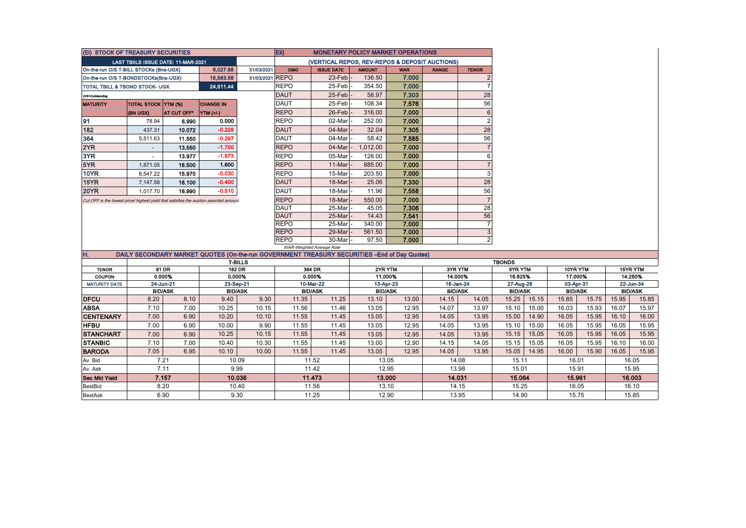## (Ei) STOCK OF TREASURY SECURITIES

| LAST TBIILS ISSUE DATE: 11-MAR-2021 | | |
|---|---|---|
| On-the-run O/S T-BILL STOCKs (Bns-UGX) | 6,027.88 | 31/03/2021 |
| On-the-run O/S T-BONDSTOCKs(Bns-UGX) | 18,583.56 | 31/03/2021 |
| TOTAL TBILL & TBOND STOCK- UGX | 24,611.44 | |

O/S=Outstanding

| MATURITY | TOTAL STOCK (BN UGX) | YTM (%) AT CUT OFF* | CHANGE IN YTM (+/-) |
|---|---|---|---|
| 91 | 78.94 | 6.990 | 0.000 |
| 182 | 437.31 | 10.072 | -0.228 |
| 364 | 5,511.63 | 11.550 | -0.297 |
| 2YR | - | 13.550 | -1.700 |
| 3YR | - | 13.977 | -1.973 |
| 5YR | 1,871.05 | 16.500 | 1.600 |
| 10YR | 8,547.22 | 15.970 | -0.030 |
| 15YR | 7,147.58 | 16.100 | -0.400 |
| 20YR | 1,017.70 | 16.990 | -0.510 |

Cut OFF is the lowest price/ highest yield that satisfies the auction awarded amount.

## Eii) MONETARY POLICY MARKET OPERATIONS

(VERTICAL REPOS, REV-REPOS & DEPOSIT AUCTIONS)

| OMO | ISSUE DATE | AMOUNT | WAR | RANGE | TENOR |
|---|---|---|---|---|---|
| REPO | 23-Feb | - 136.50 | 7.000 | | 2 |
| REPO | 25-Feb | - 354.50 | 7.000 | | 7 |
| DAUT | 25-Feb | - 58.97 | 7.303 | | 28 |
| DAUT | 25-Feb | - 108.34 | 7.576 | | 56 |
| REPO | 26-Feb | - 316.00 | 7.000 | | 6 |
| REPO | 02-Mar | - 252.00 | 7.000 | | 2 |
| DAUT | 04-Mar | - 32.04 | 7.305 | | 28 |
| DAUT | 04-Mar | - 58.42 | 7.585 | | 56 |
| REPO | 04-Mar | - 1,012.00 | 7.000 | | 7 |
| REPO | 05-Mar | - 128.00 | 7.000 | | 6 |
| REPO | 11-Mar | - 885.00 | 7.000 | | 7 |
| REPO | 15-Mar | - 203.50 | 7.000 | | 3 |
| DAUT | 18-Mar | - 25.06 | 7.330 | | 28 |
| DAUT | 18-Mar | - 11.96 | 7.558 | | 56 |
| REPO | 18-Mar | - 550.00 | 7.000 | | 7 |
| DAUT | 25-Mar | - 45.05 | 7.306 | | 28 |
| DAUT | 25-Mar | - 14.43 | 7.541 | | 56 |
| REPO | 25-Mar | - 340.00 | 7.000 | | 7 |
| REPO | 29-Mar | - 561.50 | 7.000 | | 3 |
| REPO | 30-Mar | - 97.50 | 7.000 | | 2 |

WAR-Weighted Average Rate

## H. DAILY SECONDARY MARKET QUOTES (On-the-run GOVERNMENT TREASURY SECURITIES –End of Day Quotes)

| | T-BILLS | | | | | | TBONDS | | | | | | | | | | | |
|---|---|---|---|---|---|---|---|---|---|---|---|---|---|---|---|---|---|---|
| TENOR | 91 DR | | 182 DR | | 364 DR | | 2YR YTM | | 3YR YTM | | 5YR YTM | | 10YR YTM | | 15YR YTM | |
| COUPON | 0.000% | | 0.000% | | 0.000% | | 11.000% | | 14.000% | | 16.625% | | 17.000% | | 14.250% | |
| MATURITY DATE | 24-Jun-21 | | 23-Sep-21 | | 10-Mar-22 | | 13-Apr-23 | | 18-Jan-24 | | 27-Aug-26 | | 03-Apr-31 | | 22-Jun-34 | |
| | BID/ASK | | BID/ASK | | BID/ASK | | BID/ASK | | BID/ASK | | BID/ASK | | BID/ASK | | BID/ASK | |
| DFCU | 8.20 | 8.10 | 9.40 | 9.30 | 11.35 | 11.25 | 13.10 | 13.00 | 14.15 | 14.05 | 15.25 | 15.15 | 15.85 | 15.75 | 15.95 | 15.85 |
| ABSA | 7.10 | 7.00 | 10.25 | 10.15 | 11.56 | 11.46 | 13.05 | 12.95 | 14.07 | 13.97 | 15.10 | 15.00 | 16.03 | 15.93 | 16.07 | 15.97 |
| CENTENARY | 7.00 | 6.90 | 10.20 | 10.10 | 11.55 | 11.45 | 13.05 | 12.95 | 14.05 | 13.95 | 15.00 | 14.90 | 16.05 | 15.95 | 16.10 | 16.00 |
| HFBU | 7.00 | 6.90 | 10.00 | 9.90 | 11.55 | 11.45 | 13.05 | 12.95 | 14.05 | 13.95 | 15.10 | 15.00 | 16.05 | 15.95 | 16.05 | 15.95 |
| STANCHART | 7.00 | 6.90 | 10.25 | 10.15 | 11.55 | 11.45 | 13.05 | 12.95 | 14.05 | 13.95 | 15.15 | 15.05 | 16.05 | 15.95 | 16.05 | 15.95 |
| STANBIC | 7.10 | 7.00 | 10.40 | 10.30 | 11.55 | 11.45 | 13.00 | 12.90 | 14.15 | 14.05 | 15.15 | 15.05 | 16.05 | 15.95 | 16.10 | 16.00 |
| BARODA | 7.05 | 6.95 | 10.10 | 10.00 | 11.55 | 11.45 | 13.05 | 12.95 | 14.05 | 13.95 | 15.05 | 14.95 | 16.00 | 15.90 | 16.05 | 15.95 |
| Av. Bid | 7.21 | | 10.09 | | 11.52 | | 13.05 | | 14.08 | | 15.11 | | 16.01 | | 16.05 | |
| Av. Ask | 7.11 | | 9.99 | | 11.42 | | 12.95 | | 13.98 | | 15.01 | | 15.91 | | 15.95 | |
| Sec Mkt Yield | 7.157 | | 10.036 | | 11.473 | | 13.000 | | 14.031 | | 15.064 | | 15.961 | | 16.003 | |
| BestBid | 8.20 | | 10.40 | | 11.56 | | 13.10 | | 14.15 | | 15.25 | | 16.05 | | 16.10 | |
| BestAsk | 6.90 | | 9.30 | | 11.25 | | 12.90 | | 13.95 | | 14.90 | | 15.75 | | 15.85 | |